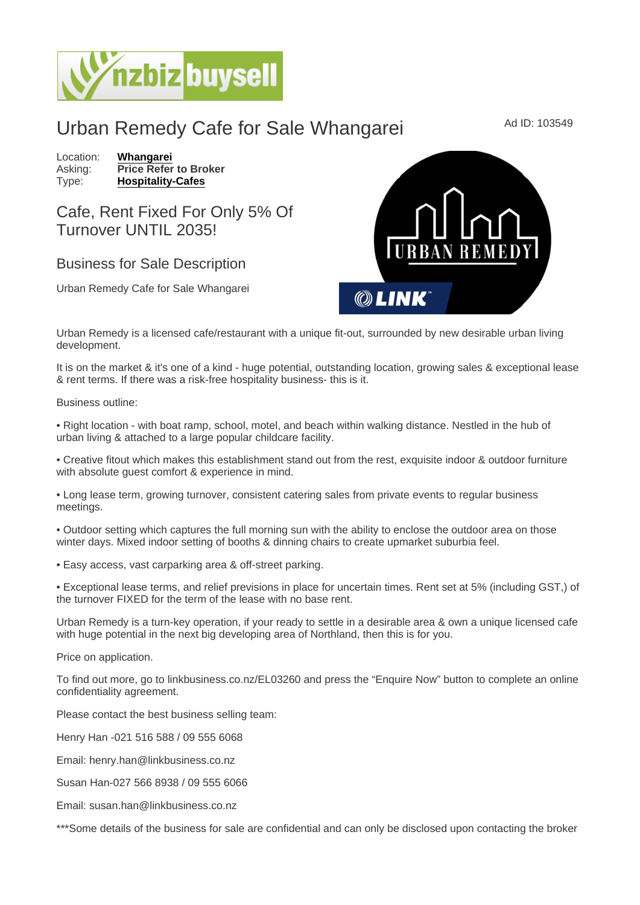# Urban Remedy Cafe for Sale Whangarei

Ad ID: 103549

Location: **Whangarei**
Asking: **Price Refer to Broker**
Type: **Hospitality-Cafes**

## Cafe, Rent Fixed For Only 5% Of Turnover UNTIL 2035!

### Business for Sale Description

Urban Remedy Cafe for Sale Whangarei

Urban Remedy is a licensed cafe/restaurant with a unique fit-out, surrounded by new desirable urban living development.

It is on the market & it's one of a kind - huge potential, outstanding location, growing sales & exceptional lease & rent terms. If there was a risk-free hospitality business- this is it.

Business outline:

• Right location - with boat ramp, school, motel, and beach within walking distance. Nestled in the hub of urban living & attached to a large popular childcare facility.

• Creative fitout which makes this establishment stand out from the rest, exquisite indoor & outdoor furniture with absolute guest comfort & experience in mind.

• Long lease term, growing turnover, consistent catering sales from private events to regular business meetings.

• Outdoor setting which captures the full morning sun with the ability to enclose the outdoor area on those winter days. Mixed indoor setting of booths & dinning chairs to create upmarket suburbia feel.

• Easy access, vast carparking area & off-street parking.

• Exceptional lease terms, and relief previsions in place for uncertain times. Rent set at 5% (including GST,) of the turnover FIXED for the term of the lease with no base rent.

Urban Remedy is a turn-key operation, if your ready to settle in a desirable area & own a unique licensed cafe with huge potential in the next big developing area of Northland, then this is for you.

Price on application.

To find out more, go to linkbusiness.co.nz/EL03260 and press the "Enquire Now" button to complete an online confidentiality agreement.

Please contact the best business selling team:

Henry Han -021 516 588 / 09 555 6068

Email: henry.han@linkbusiness.co.nz

Susan Han-027 566 8938 / 09 555 6066

Email: susan.han@linkbusiness.co.nz

***Some details of the business for sale are confidential and can only be disclosed upon contacting the broker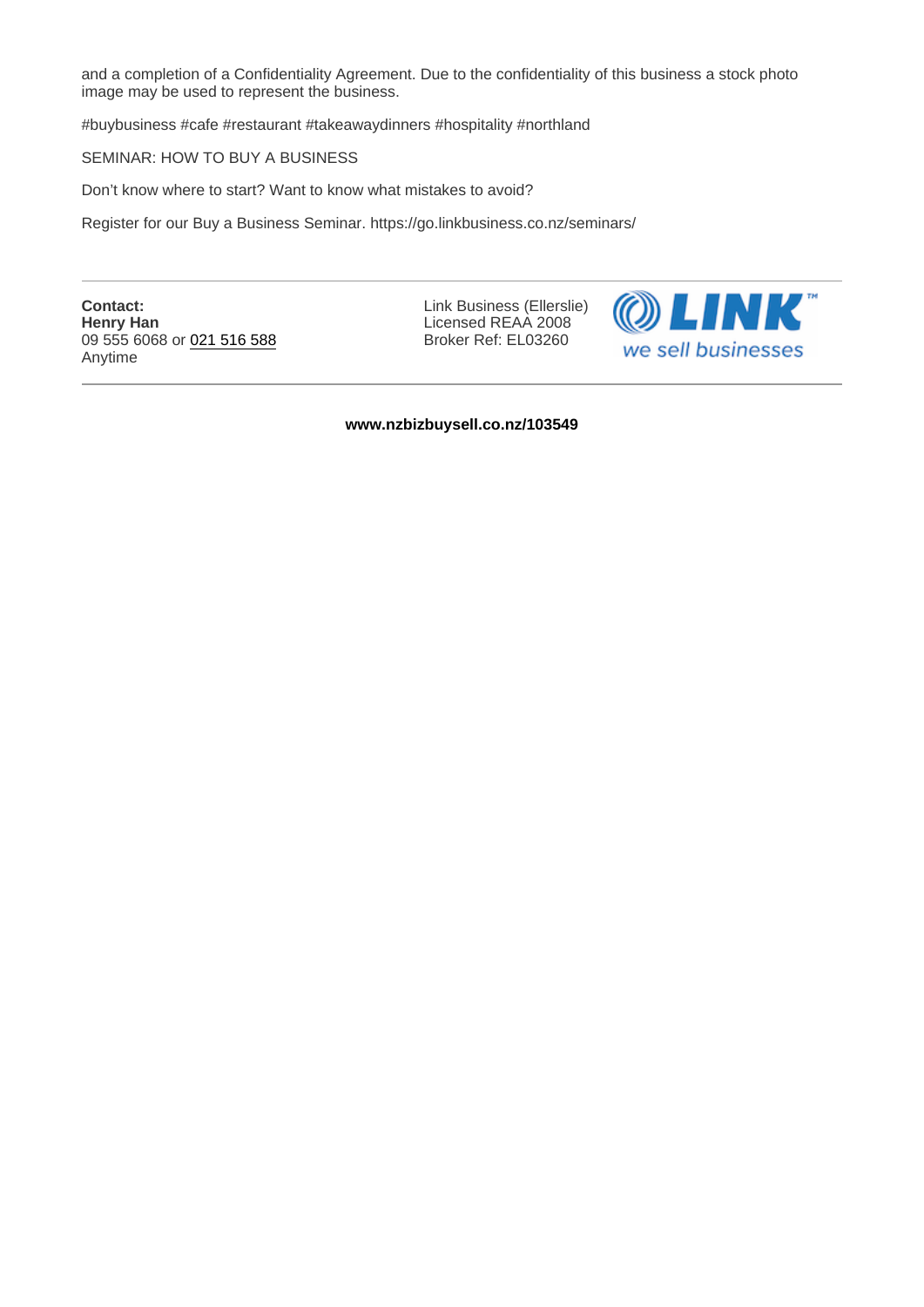and a completion of a Confidentiality Agreement. Due to the confidentiality of this business a stock photo image may be used to represent the business.

#buybusiness #cafe #restaurant #takeawaydinners #hospitality #northland

SEMINAR: HOW TO BUY A BUSINESS

Don't know where to start? Want to know what mistakes to avoid?

Register for our Buy a Business Seminar. https://go.linkbusiness.co.nz/seminars/

---

**Contact:**
**Henry Han**
09 555 6068 or 021 516 588
Anytime

Link Business (Ellerslie)
Licensed REAA 2008
Broker Ref: EL03260

LINK™
we sell businesses

---

**www.nzbizbuysell.co.nz/103549**